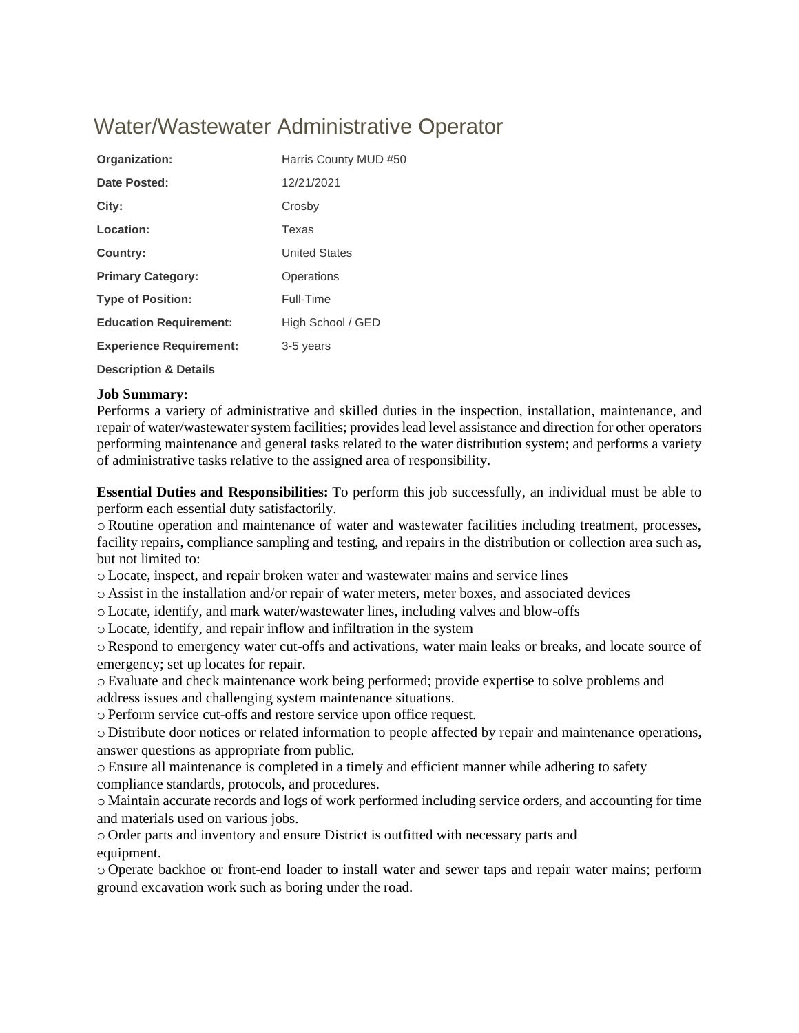# Water/Wastewater Administrative Operator

| | |
|---|---|
| **Organization:** | Harris County MUD #50 |
| **Date Posted:** | 12/21/2021 |
| **City:** | Crosby |
| **Location:** | Texas |
| **Country:** | United States |
| **Primary Category:** | Operations |
| **Type of Position:** | Full-Time |
| **Education Requirement:** | High School / GED |
| **Experience Requirement:** | 3-5 years |

**Description & Details**

**Job Summary:**
Performs a variety of administrative and skilled duties in the inspection, installation, maintenance, and repair of water/wastewater system facilities; provides lead level assistance and direction for other operators performing maintenance and general tasks related to the water distribution system; and performs a variety of administrative tasks relative to the assigned area of responsibility.

**Essential Duties and Responsibilities:** To perform this job successfully, an individual must be able to perform each essential duty satisfactorily.

- Routine operation and maintenance of water and wastewater facilities including treatment, processes, facility repairs, compliance sampling and testing, and repairs in the distribution or collection area such as, but not limited to:
- Locate, inspect, and repair broken water and wastewater mains and service lines
- Assist in the installation and/or repair of water meters, meter boxes, and associated devices
- Locate, identify, and mark water/wastewater lines, including valves and blow-offs
- Locate, identify, and repair inflow and infiltration in the system
- Respond to emergency water cut-offs and activations, water main leaks or breaks, and locate source of emergency; set up locates for repair.
- Evaluate and check maintenance work being performed; provide expertise to solve problems and address issues and challenging system maintenance situations.
- Perform service cut-offs and restore service upon office request.
- Distribute door notices or related information to people affected by repair and maintenance operations, answer questions as appropriate from public.
- Ensure all maintenance is completed in a timely and efficient manner while adhering to safety compliance standards, protocols, and procedures.
- Maintain accurate records and logs of work performed including service orders, and accounting for time and materials used on various jobs.
- Order parts and inventory and ensure District is outfitted with necessary parts and equipment.
- Operate backhoe or front-end loader to install water and sewer taps and repair water mains; perform ground excavation work such as boring under the road.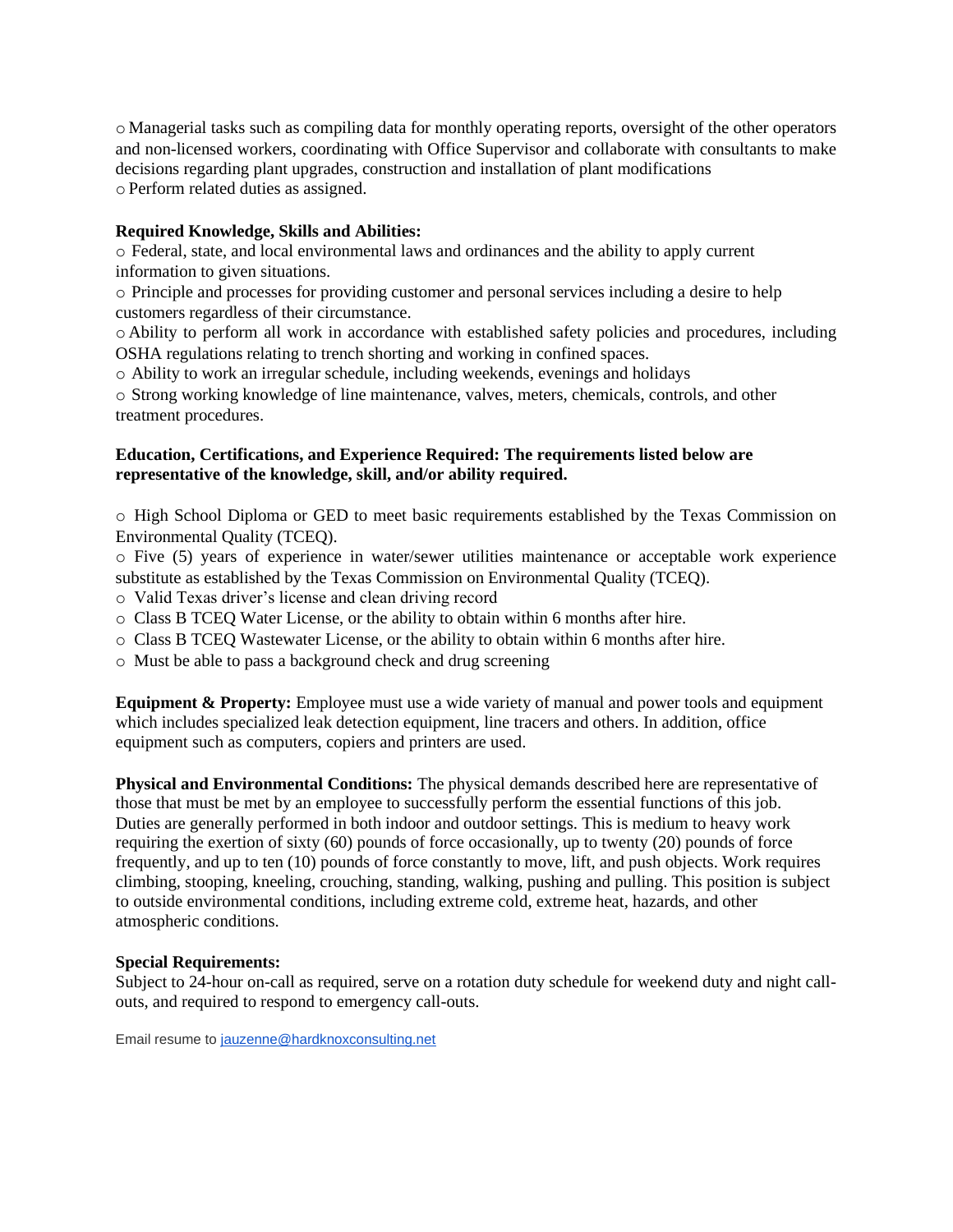- Managerial tasks such as compiling data for monthly operating reports, oversight of the other operators and non-licensed workers, coordinating with Office Supervisor and collaborate with consultants to make decisions regarding plant upgrades, construction and installation of plant modifications
- Perform related duties as assigned.

**Required Knowledge, Skills and Abilities:**

- Federal, state, and local environmental laws and ordinances and the ability to apply current information to given situations.
- Principle and processes for providing customer and personal services including a desire to help customers regardless of their circumstance.
- Ability to perform all work in accordance with established safety policies and procedures, including OSHA regulations relating to trench shorting and working in confined spaces.
- Ability to work an irregular schedule, including weekends, evenings and holidays
- Strong working knowledge of line maintenance, valves, meters, chemicals, controls, and other treatment procedures.

**Education, Certifications, and Experience Required: The requirements listed below are representative of the knowledge, skill, and/or ability required.**

- High School Diploma or GED to meet basic requirements established by the Texas Commission on Environmental Quality (TCEQ).
- Five (5) years of experience in water/sewer utilities maintenance or acceptable work experience substitute as established by the Texas Commission on Environmental Quality (TCEQ).
- Valid Texas driver's license and clean driving record
- Class B TCEQ Water License, or the ability to obtain within 6 months after hire.
- Class B TCEQ Wastewater License, or the ability to obtain within 6 months after hire.
- Must be able to pass a background check and drug screening

**Equipment & Property:** Employee must use a wide variety of manual and power tools and equipment which includes specialized leak detection equipment, line tracers and others. In addition, office equipment such as computers, copiers and printers are used.

**Physical and Environmental Conditions:** The physical demands described here are representative of those that must be met by an employee to successfully perform the essential functions of this job. Duties are generally performed in both indoor and outdoor settings. This is medium to heavy work requiring the exertion of sixty (60) pounds of force occasionally, up to twenty (20) pounds of force frequently, and up to ten (10) pounds of force constantly to move, lift, and push objects. Work requires climbing, stooping, kneeling, crouching, standing, walking, pushing and pulling. This position is subject to outside environmental conditions, including extreme cold, extreme heat, hazards, and other atmospheric conditions.

**Special Requirements:**
Subject to 24-hour on-call as required, serve on a rotation duty schedule for weekend duty and night call-outs, and required to respond to emergency call-outs.

Email resume to jauzenne@hardknoxconsulting.net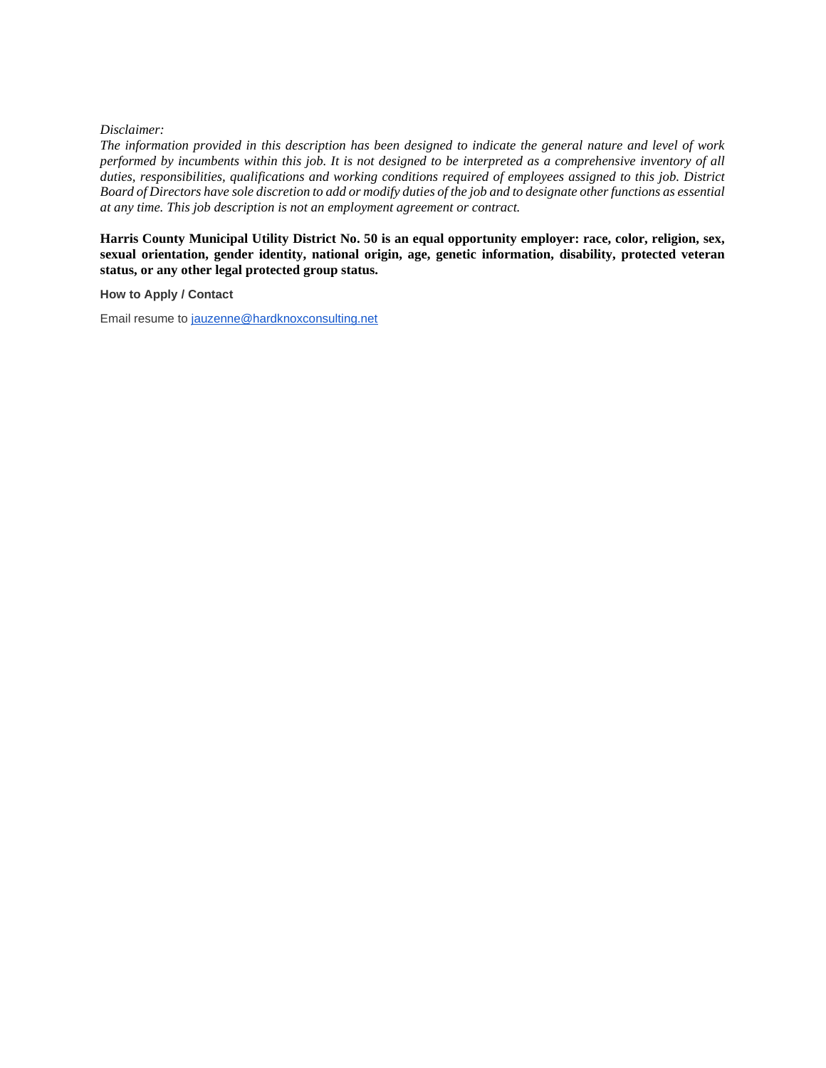*Disclaimer:*

*The information provided in this description has been designed to indicate the general nature and level of work performed by incumbents within this job. It is not designed to be interpreted as a comprehensive inventory of all duties, responsibilities, qualifications and working conditions required of employees assigned to this job. District Board of Directors have sole discretion to add or modify duties of the job and to designate other functions as essential at any time. This job description is not an employment agreement or contract.*

**Harris County Municipal Utility District No. 50 is an equal opportunity employer: race, color, religion, sex, sexual orientation, gender identity, national origin, age, genetic information, disability, protected veteran status, or any other legal protected group status.**

**How to Apply / Contact**

Email resume to [jauzenne@hardknoxconsulting.net](mailto:jauzenne@hardknoxconsulting.net)